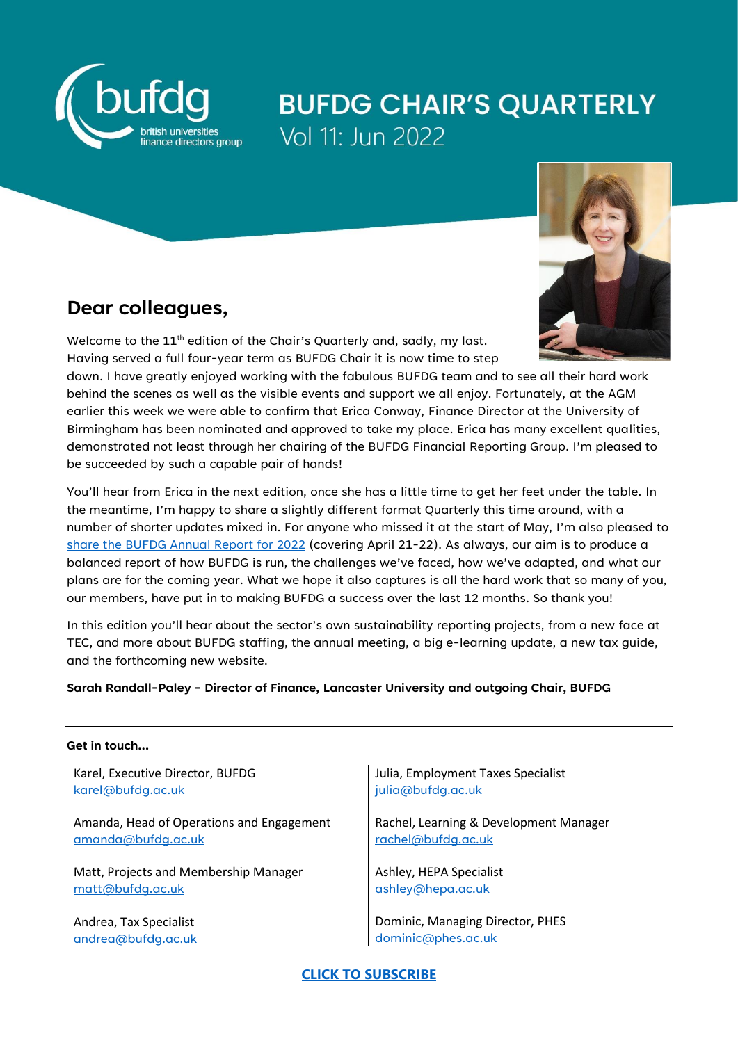# BUFDG CHAIR'S QUARTERLY

Vol 11: Jun 2022

## Dear colleagues,

Welcome to the 11th edition of the Chair's Quarterly and, sadly, my last. Having served a full four-year term as BUFDG Chair it is now time to step down. I have greatly enjoyed working with the fabulous BUFDG team and to see all their hard work behind the scenes as well as the visible events and support we all enjoy. Fortunately, at the AGM earlier this week we were able to confirm that Erica Conway, Finance Director at the University of Birmingham has been nominated and approved to take my place. Erica has many excellent qualities, demonstrated not least through her chairing of the BUFDG Financial Reporting Group. I'm pleased to be succeeded by such a capable pair of hands!

You'll hear from Erica in the next edition, once she has a little time to get her feet under the table. In the meantime, I'm happy to share a slightly different format Quarterly this time around, with a number of shorter updates mixed in. For anyone who missed it at the start of May, I'm also pleased to share the BUFDG Annual Report for 2022 (covering April 21-22). As always, our aim is to produce a balanced report of how BUFDG is run, the challenges we've faced, how we've adapted, and what our plans are for the coming year. What we hope it also captures is all the hard work that so many of you, our members, have put in to making BUFDG a success over the last 12 months. So thank you!

In this edition you'll hear about the sector's own sustainability reporting projects, from a new face at TEC, and more about BUFDG staffing, the annual meeting, a big e-learning update, a new tax guide, and the forthcoming new website.

**Sarah Randall-Paley - Director of Finance, Lancaster University and outgoing Chair, BUFDG**

---

**Get in touch...**

Karel, Executive Director, BUFDG
karel@bufdg.ac.uk

Amanda, Head of Operations and Engagement
amanda@bufdg.ac.uk

Matt, Projects and Membership Manager
matt@bufdg.ac.uk

Andrea, Tax Specialist
andrea@bufdg.ac.uk

Julia, Employment Taxes Specialist
julia@bufdg.ac.uk

Rachel, Learning & Development Manager
rachel@bufdg.ac.uk

Ashley, HEPA Specialist
ashley@hepa.ac.uk

Dominic, Managing Director, PHES
dominic@phes.ac.uk

**CLICK TO SUBSCRIBE**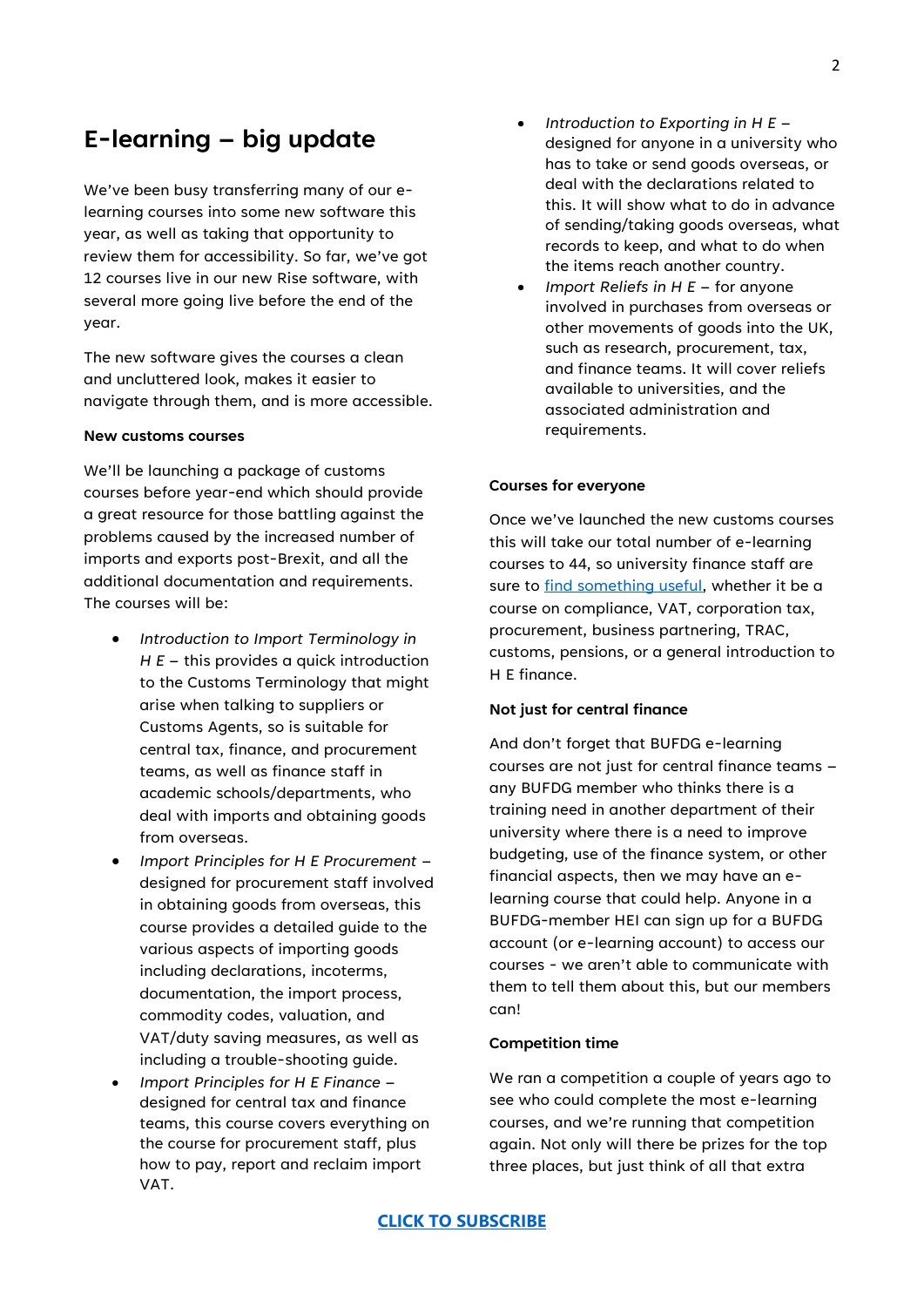# E-learning – big update

We've been busy transferring many of our e-learning courses into some new software this year, as well as taking that opportunity to review them for accessibility. So far, we've got 12 courses live in our new Rise software, with several more going live before the end of the year.

The new software gives the courses a clean and uncluttered look, makes it easier to navigate through them, and is more accessible.

**New customs courses**

We'll be launching a package of customs courses before year-end which should provide a great resource for those battling against the problems caused by the increased number of imports and exports post-Brexit, and all the additional documentation and requirements. The courses will be:

- *Introduction to Import Terminology in H E* – this provides a quick introduction to the Customs Terminology that might arise when talking to suppliers or Customs Agents, so is suitable for central tax, finance, and procurement teams, as well as finance staff in academic schools/departments, who deal with imports and obtaining goods from overseas.
- *Import Principles for H E Procurement* – designed for procurement staff involved in obtaining goods from overseas, this course provides a detailed guide to the various aspects of importing goods including declarations, incoterms, documentation, the import process, commodity codes, valuation, and VAT/duty saving measures, as well as including a trouble-shooting guide.
- *Import Principles for H E Finance* – designed for central tax and finance teams, this course covers everything on the course for procurement staff, plus how to pay, report and reclaim import VAT.
- *Introduction to Exporting in H E* – designed for anyone in a university who has to take or send goods overseas, or deal with the declarations related to this. It will show what to do in advance of sending/taking goods overseas, what records to keep, and what to do when the items reach another country.
- *Import Reliefs in H E* – for anyone involved in purchases from overseas or other movements of goods into the UK, such as research, procurement, tax, and finance teams. It will cover reliefs available to universities, and the associated administration and requirements.

**Courses for everyone**

Once we've launched the new customs courses this will take our total number of e-learning courses to 44, so university finance staff are sure to find something useful, whether it be a course on compliance, VAT, corporation tax, procurement, business partnering, TRAC, customs, pensions, or a general introduction to H E finance.

**Not just for central finance**

And don't forget that BUFDG e-learning courses are not just for central finance teams – any BUFDG member who thinks there is a training need in another department of their university where there is a need to improve budgeting, use of the finance system, or other financial aspects, then we may have an e-learning course that could help. Anyone in a BUFDG-member HEI can sign up for a BUFDG account (or e-learning account) to access our courses - we aren't able to communicate with them to tell them about this, but our members can!

**Competition time**

We ran a competition a couple of years ago to see who could complete the most e-learning courses, and we're running that competition again. Not only will there be prizes for the top three places, but just think of all that extra

**CLICK TO SUBSCRIBE**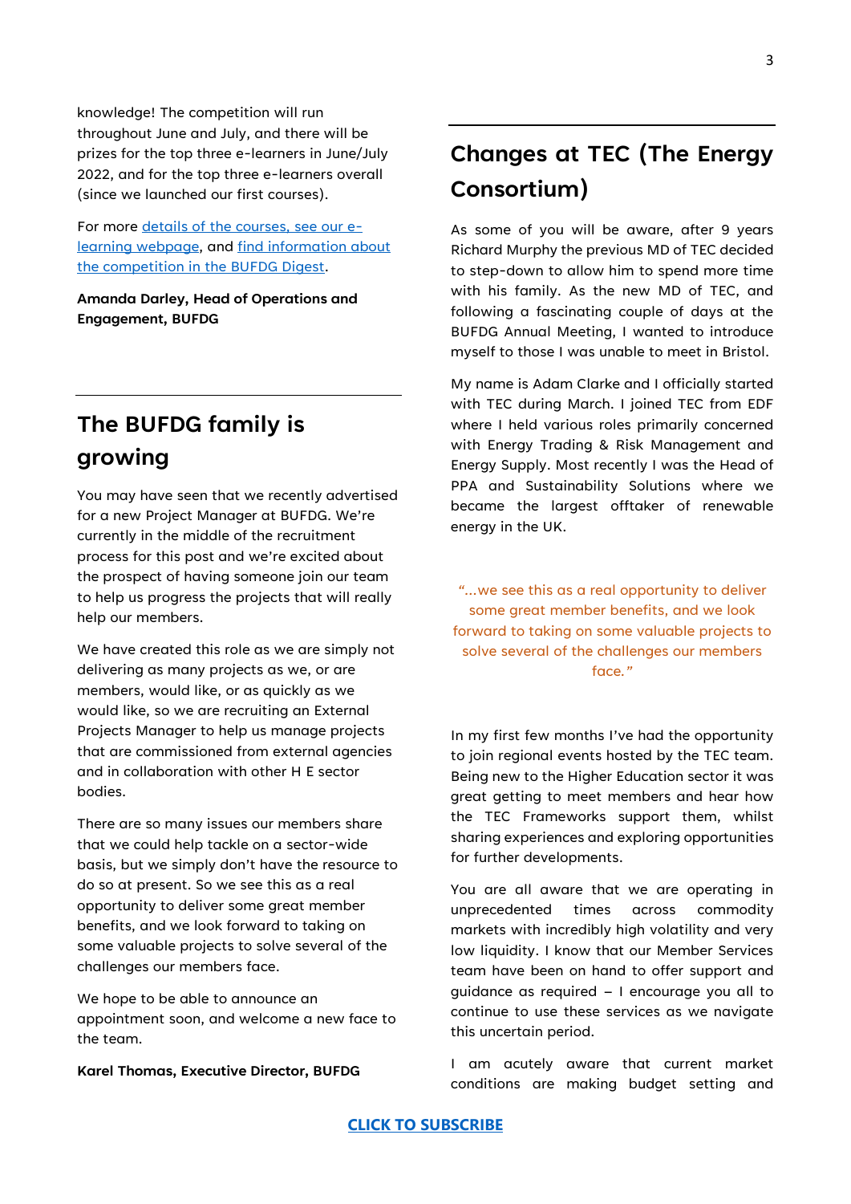knowledge! The competition will run throughout June and July, and there will be prizes for the top three e-learners in June/July 2022, and for the top three e-learners overall (since we launched our first courses).

For more [details of the courses, see our e-learning webpage](), and [find information about the competition in the BUFDG Digest]().

**Amanda Darley, Head of Operations and Engagement, BUFDG**

## The BUFDG family is growing

You may have seen that we recently advertised for a new Project Manager at BUFDG. We're currently in the middle of the recruitment process for this post and we're excited about the prospect of having someone join our team to help us progress the projects that will really help our members.

We have created this role as we are simply not delivering as many projects as we, or are members, would like, or as quickly as we would like, so we are recruiting an External Projects Manager to help us manage projects that are commissioned from external agencies and in collaboration with other H E sector bodies.

There are so many issues our members share that we could help tackle on a sector-wide basis, but we simply don't have the resource to do so at present. So we see this as a real opportunity to deliver some great member benefits, and we look forward to taking on some valuable projects to solve several of the challenges our members face.

We hope to be able to announce an appointment soon, and welcome a new face to the team.

**Karel Thomas, Executive Director, BUFDG**

## Changes at TEC (The Energy Consortium)

As some of you will be aware, after 9 years Richard Murphy the previous MD of TEC decided to step-down to allow him to spend more time with his family. As the new MD of TEC, and following a fascinating couple of days at the BUFDG Annual Meeting, I wanted to introduce myself to those I was unable to meet in Bristol.

My name is Adam Clarke and I officially started with TEC during March. I joined TEC from EDF where I held various roles primarily concerned with Energy Trading & Risk Management and Energy Supply. Most recently I was the Head of PPA and Sustainability Solutions where we became the largest offtaker of renewable energy in the UK.

> "...we see this as a real opportunity to deliver some great member benefits, and we look forward to taking on some valuable projects to solve several of the challenges our members face."

In my first few months I've had the opportunity to join regional events hosted by the TEC team. Being new to the Higher Education sector it was great getting to meet members and hear how the TEC Frameworks support them, whilst sharing experiences and exploring opportunities for further developments.

You are all aware that we are operating in unprecedented times across commodity markets with incredibly high volatility and very low liquidity. I know that our Member Services team have been on hand to offer support and guidance as required – I encourage you all to continue to use these services as we navigate this uncertain period.

I am acutely aware that current market conditions are making budget setting and

[**CLICK TO SUBSCRIBE**]()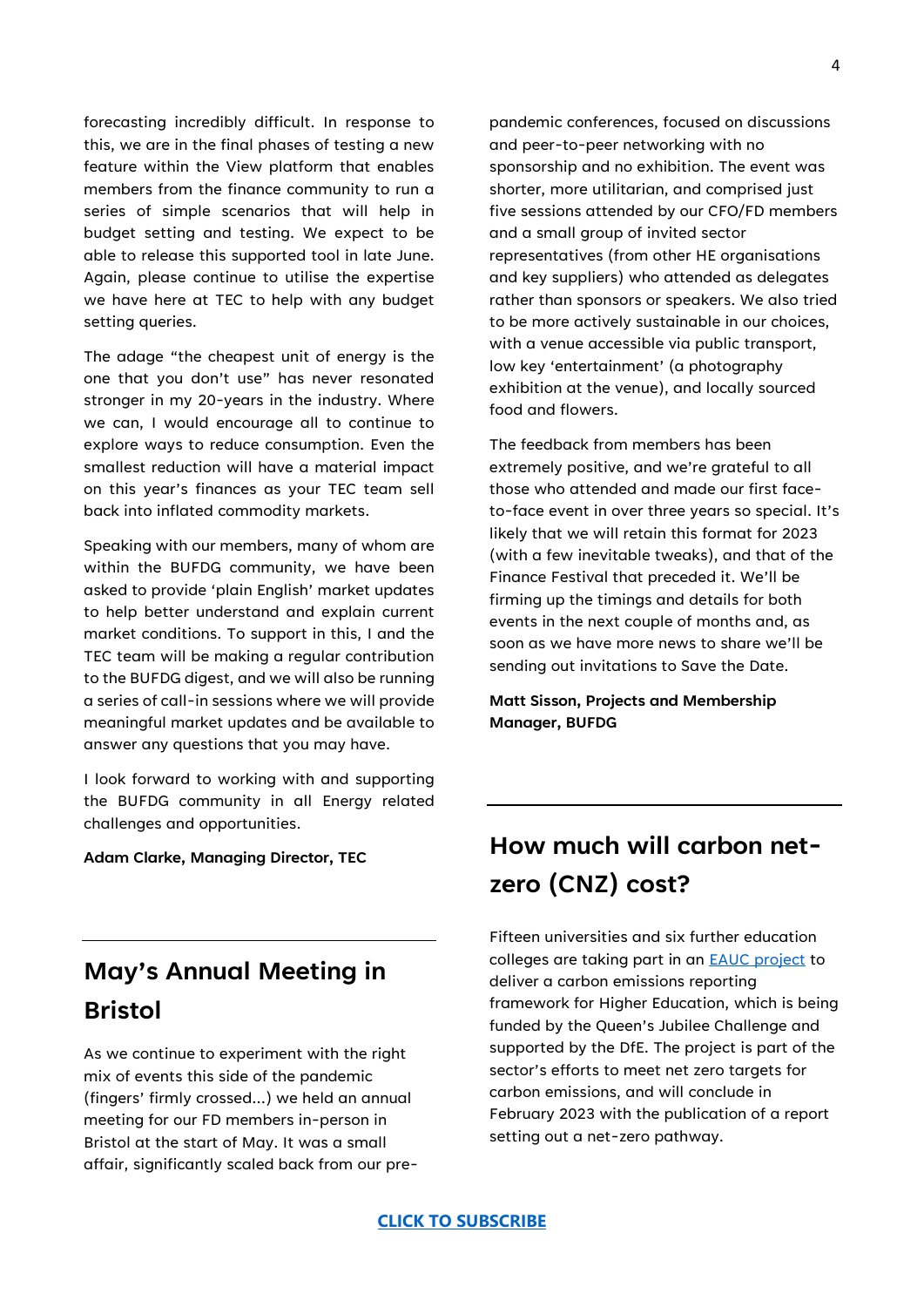forecasting incredibly difficult. In response to this, we are in the final phases of testing a new feature within the View platform that enables members from the finance community to run a series of simple scenarios that will help in budget setting and testing. We expect to be able to release this supported tool in late June. Again, please continue to utilise the expertise we have here at TEC to help with any budget setting queries.

The adage "the cheapest unit of energy is the one that you don't use" has never resonated stronger in my 20-years in the industry. Where we can, I would encourage all to continue to explore ways to reduce consumption. Even the smallest reduction will have a material impact on this year's finances as your TEC team sell back into inflated commodity markets.

Speaking with our members, many of whom are within the BUFDG community, we have been asked to provide 'plain English' market updates to help better understand and explain current market conditions. To support in this, I and the TEC team will be making a regular contribution to the BUFDG digest, and we will also be running a series of call-in sessions where we will provide meaningful market updates and be available to answer any questions that you may have.

I look forward to working with and supporting the BUFDG community in all Energy related challenges and opportunities.

**Adam Clarke, Managing Director, TEC**

## May's Annual Meeting in Bristol

As we continue to experiment with the right mix of events this side of the pandemic (fingers' firmly crossed...) we held an annual meeting for our FD members in-person in Bristol at the start of May. It was a small affair, significantly scaled back from our pre-pandemic conferences, focused on discussions and peer-to-peer networking with no sponsorship and no exhibition. The event was shorter, more utilitarian, and comprised just five sessions attended by our CFO/FD members and a small group of invited sector representatives (from other HE organisations and key suppliers) who attended as delegates rather than sponsors or speakers. We also tried to be more actively sustainable in our choices, with a venue accessible via public transport, low key 'entertainment' (a photography exhibition at the venue), and locally sourced food and flowers.

The feedback from members has been extremely positive, and we're grateful to all those who attended and made our first face-to-face event in over three years so special. It's likely that we will retain this format for 2023 (with a few inevitable tweaks), and that of the Finance Festival that preceded it. We'll be firming up the timings and details for both events in the next couple of months and, as soon as we have more news to share we'll be sending out invitations to Save the Date.

**Matt Sisson, Projects and Membership Manager, BUFDG**

## How much will carbon net-zero (CNZ) cost?

Fifteen universities and six further education colleges are taking part in an [EAUC project](#) to deliver a carbon emissions reporting framework for Higher Education, which is being funded by the Queen's Jubilee Challenge and supported by the DfE. The project is part of the sector's efforts to meet net zero targets for carbon emissions, and will conclude in February 2023 with the publication of a report setting out a net-zero pathway.

[CLICK TO SUBSCRIBE](#)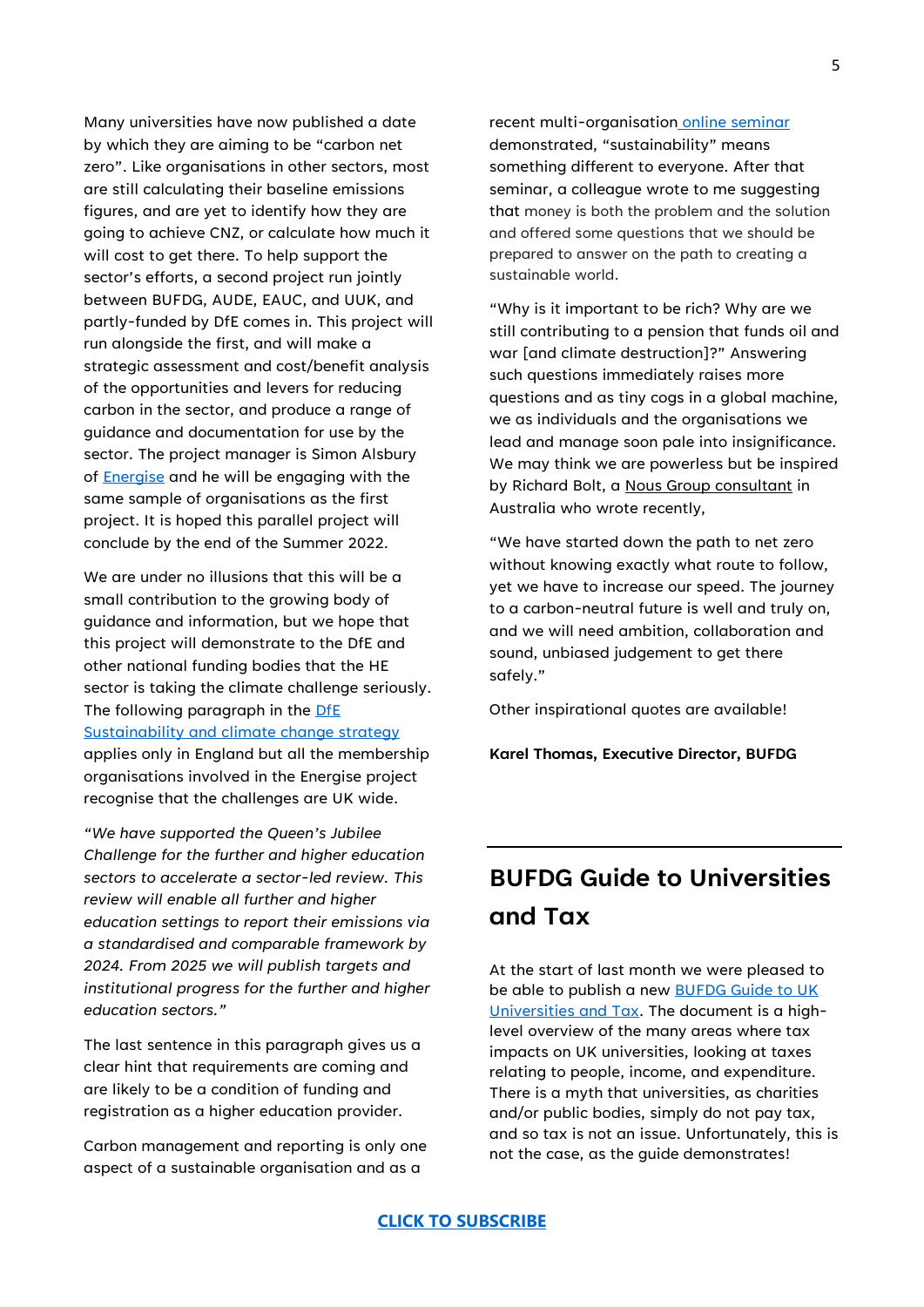Many universities have now published a date by which they are aiming to be "carbon net zero". Like organisations in other sectors, most are still calculating their baseline emissions figures, and are yet to identify how they are going to achieve CNZ, or calculate how much it will cost to get there. To help support the sector's efforts, a second project run jointly between BUFDG, AUDE, EAUC, and UUK, and partly-funded by DfE comes in. This project will run alongside the first, and will make a strategic assessment and cost/benefit analysis of the opportunities and levers for reducing carbon in the sector, and produce a range of guidance and documentation for use by the sector. The project manager is Simon Alsbury of Energise and he will be engaging with the same sample of organisations as the first project. It is hoped this parallel project will conclude by the end of the Summer 2022.

We are under no illusions that this will be a small contribution to the growing body of guidance and information, but we hope that this project will demonstrate to the DfE and other national funding bodies that the HE sector is taking the climate challenge seriously. The following paragraph in the DfE Sustainability and climate change strategy applies only in England but all the membership organisations involved in the Energise project recognise that the challenges are UK wide.

*"We have supported the Queen's Jubilee Challenge for the further and higher education sectors to accelerate a sector-led review. This review will enable all further and higher education settings to report their emissions via a standardised and comparable framework by 2024. From 2025 we will publish targets and institutional progress for the further and higher education sectors."*

The last sentence in this paragraph gives us a clear hint that requirements are coming and are likely to be a condition of funding and registration as a higher education provider.

Carbon management and reporting is only one aspect of a sustainable organisation and as a recent multi-organisation online seminar demonstrated, "sustainability" means something different to everyone. After that seminar, a colleague wrote to me suggesting that money is both the problem and the solution and offered some questions that we should be prepared to answer on the path to creating a sustainable world.

"Why is it important to be rich? Why are we still contributing to a pension that funds oil and war [and climate destruction]?" Answering such questions immediately raises more questions and as tiny cogs in a global machine, we as individuals and the organisations we lead and manage soon pale into insignificance. We may think we are powerless but be inspired by Richard Bolt, a Nous Group consultant in Australia who wrote recently,

"We have started down the path to net zero without knowing exactly what route to follow, yet we have to increase our speed. The journey to a carbon-neutral future is well and truly on, and we will need ambition, collaboration and sound, unbiased judgement to get there safely."

Other inspirational quotes are available!

**Karel Thomas, Executive Director, BUFDG**

## BUFDG Guide to Universities and Tax

At the start of last month we were pleased to be able to publish a new BUFDG Guide to UK Universities and Tax. The document is a high-level overview of the many areas where tax impacts on UK universities, looking at taxes relating to people, income, and expenditure. There is a myth that universities, as charities and/or public bodies, simply do not pay tax, and so tax is not an issue. Unfortunately, this is not the case, as the guide demonstrates!

**CLICK TO SUBSCRIBE**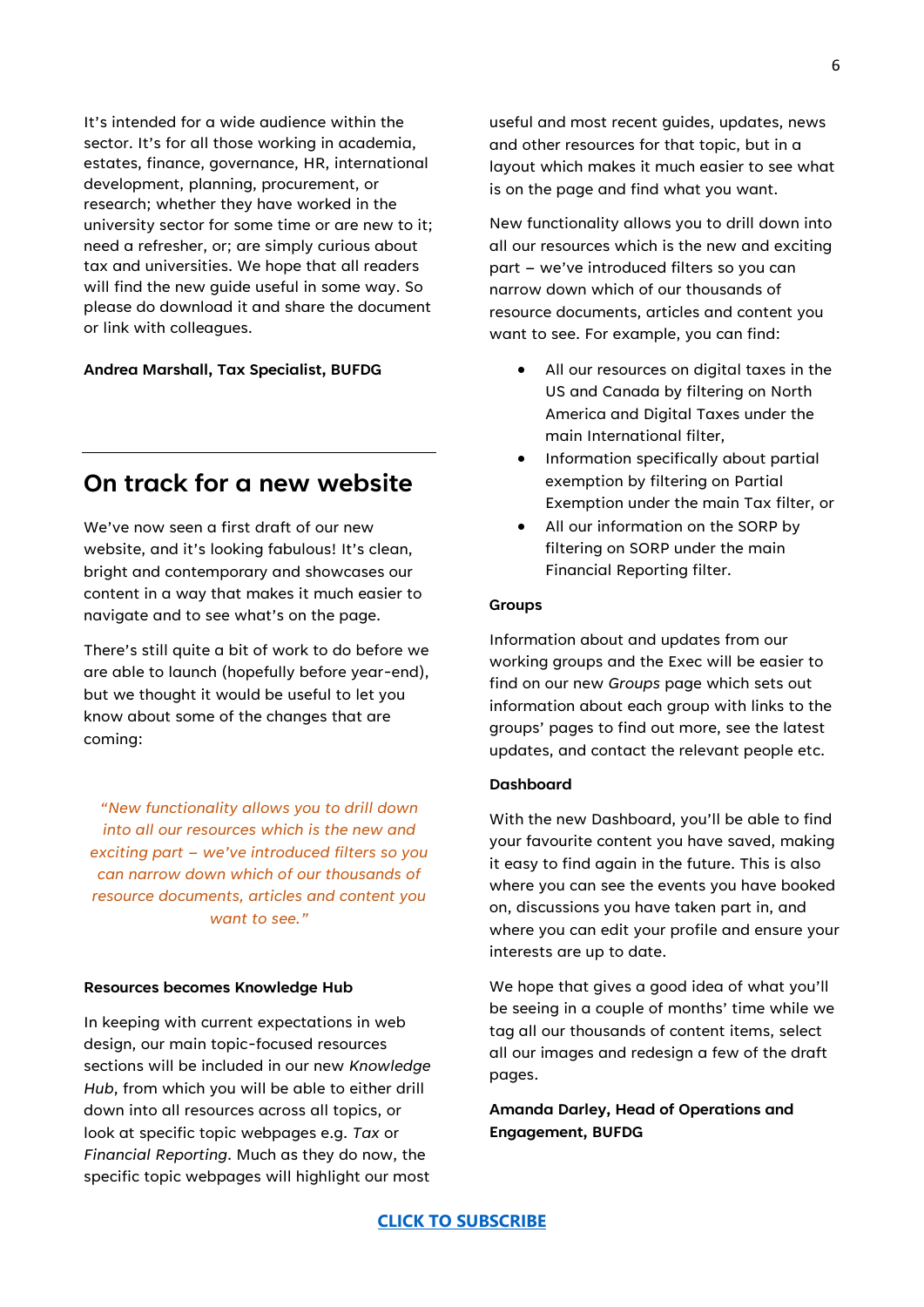It's intended for a wide audience within the sector. It's for all those working in academia, estates, finance, governance, HR, international development, planning, procurement, or research; whether they have worked in the university sector for some time or are new to it; need a refresher, or; are simply curious about tax and universities. We hope that all readers will find the new guide useful in some way. So please do download it and share the document or link with colleagues.

**Andrea Marshall, Tax Specialist, BUFDG**

---

## On track for a new website

We've now seen a first draft of our new website, and it's looking fabulous! It's clean, bright and contemporary and showcases our content in a way that makes it much easier to navigate and to see what's on the page.

There's still quite a bit of work to do before we are able to launch (hopefully before year-end), but we thought it would be useful to let you know about some of the changes that are coming:

*"New functionality allows you to drill down into all our resources which is the new and exciting part – we've introduced filters so you can narrow down which of our thousands of resource documents, articles and content you want to see."*

**Resources becomes Knowledge Hub**

In keeping with current expectations in web design, our main topic-focused resources sections will be included in our new *Knowledge Hub*, from which you will be able to either drill down into all resources across all topics, or look at specific topic webpages e.g. *Tax* or *Financial Reporting*. Much as they do now, the specific topic webpages will highlight our most useful and most recent guides, updates, news and other resources for that topic, but in a layout which makes it much easier to see what is on the page and find what you want.

New functionality allows you to drill down into all our resources which is the new and exciting part – we've introduced filters so you can narrow down which of our thousands of resource documents, articles and content you want to see. For example, you can find:

- All our resources on digital taxes in the US and Canada by filtering on North America and Digital Taxes under the main International filter,
- Information specifically about partial exemption by filtering on Partial Exemption under the main Tax filter, or
- All our information on the SORP by filtering on SORP under the main Financial Reporting filter.

**Groups**

Information about and updates from our working groups and the Exec will be easier to find on our new *Groups* page which sets out information about each group with links to the groups' pages to find out more, see the latest updates, and contact the relevant people etc.

**Dashboard**

With the new Dashboard, you'll be able to find your favourite content you have saved, making it easy to find again in the future. This is also where you can see the events you have booked on, discussions you have taken part in, and where you can edit your profile and ensure your interests are up to date.

We hope that gives a good idea of what you'll be seeing in a couple of months' time while we tag all our thousands of content items, select all our images and redesign a few of the draft pages.

**Amanda Darley, Head of Operations and Engagement, BUFDG**

**CLICK TO SUBSCRIBE**